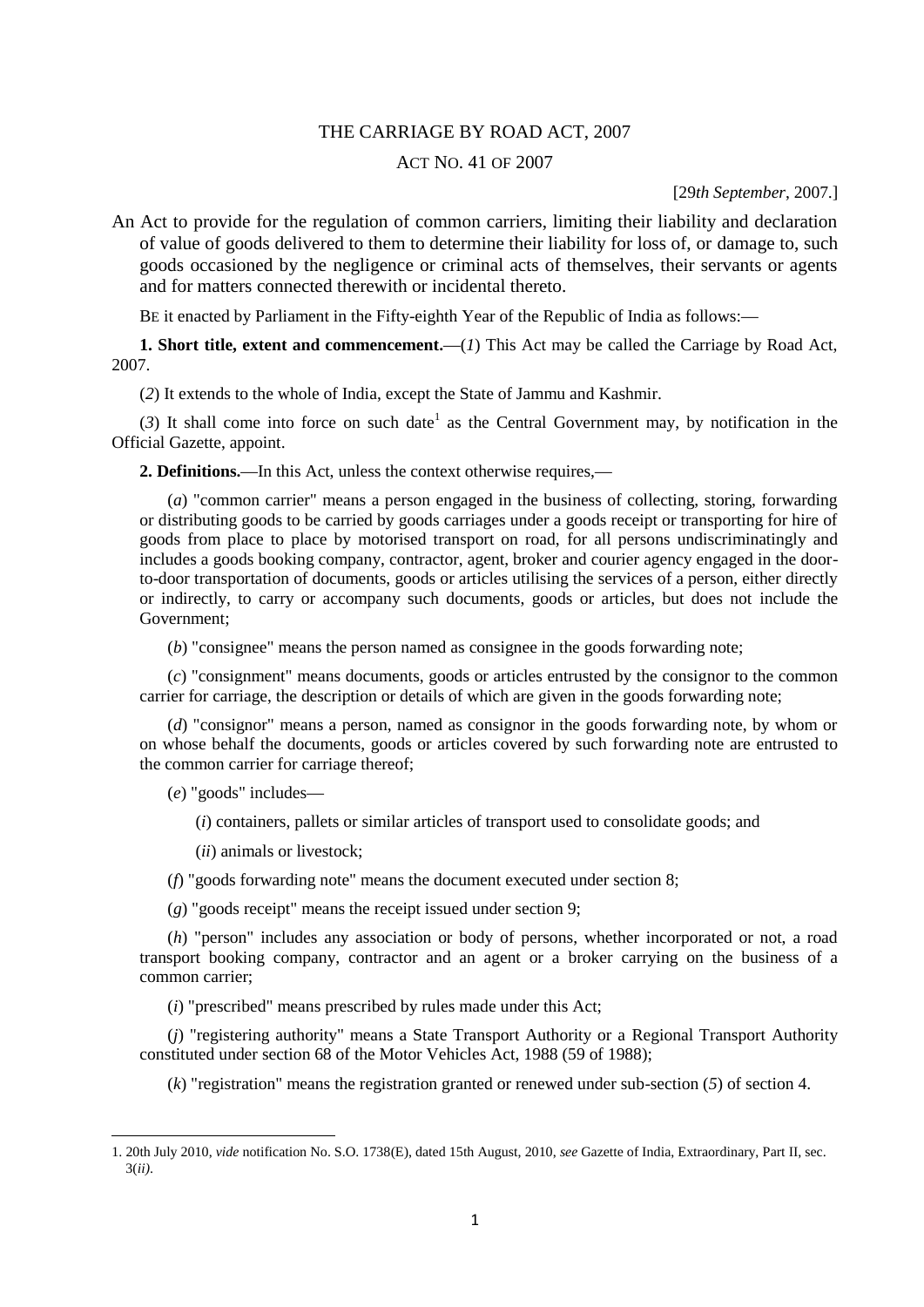# THE CARRIAGE BY ROAD ACT, 2007

## ACT NO. 41 OF 2007

[29*th September*, 2007.]

An Act to provide for the regulation of common carriers, limiting their liability and declaration of value of goods delivered to them to determine their liability for loss of, or damage to, such goods occasioned by the negligence or criminal acts of themselves, their servants or agents and for matters connected therewith or incidental thereto.

BE it enacted by Parliament in the Fifty-eighth Year of the Republic of India as follows:—

**1. Short title, extent and commencement.**—(*1*) This Act may be called the Carriage by Road Act, 2007.

(*2*) It extends to the whole of India, except the State of Jammu and Kashmir.

(*3*) It shall come into force on such date[1] as the Central Government may, by notification in the Official Gazette, appoint.

**2. Definitions.**—In this Act, unless the context otherwise requires,—

(*a*) "common carrier" means a person engaged in the business of collecting, storing, forwarding or distributing goods to be carried by goods carriages under a goods receipt or transporting for hire of goods from place to place by motorised transport on road, for all persons undiscriminatingly and includes a goods booking company, contractor, agent, broker and courier agency engaged in the door-to-door transportation of documents, goods or articles utilising the services of a person, either directly or indirectly, to carry or accompany such documents, goods or articles, but does not include the Government;

(*b*) "consignee" means the person named as consignee in the goods forwarding note;

(*c*) "consignment" means documents, goods or articles entrusted by the consignor to the common carrier for carriage, the description or details of which are given in the goods forwarding note;

(*d*) "consignor" means a person, named as consignor in the goods forwarding note, by whom or on whose behalf the documents, goods or articles covered by such forwarding note are entrusted to the common carrier for carriage thereof;

(*e*) "goods" includes—

(*i*) containers, pallets or similar articles of transport used to consolidate goods; and

(*ii*) animals or livestock;

(*f*) "goods forwarding note" means the document executed under section 8;

(*g*) "goods receipt" means the receipt issued under section 9;

(*h*) "person" includes any association or body of persons, whether incorporated or not, a road transport booking company, contractor and an agent or a broker carrying on the business of a common carrier;

(*i*) "prescribed" means prescribed by rules made under this Act;

(*j*) "registering authority" means a State Transport Authority or a Regional Transport Authority constituted under section 68 of the Motor Vehicles Act, 1988 (59 of 1988);

(*k*) "registration" means the registration granted or renewed under sub-section (*5*) of section 4.

---

1. 20th July 2010, *vide* notification No. S.O. 1738(E), dated 15th August, 2010, *see* Gazette of India, Extraordinary, Part II, sec. 3(*ii*).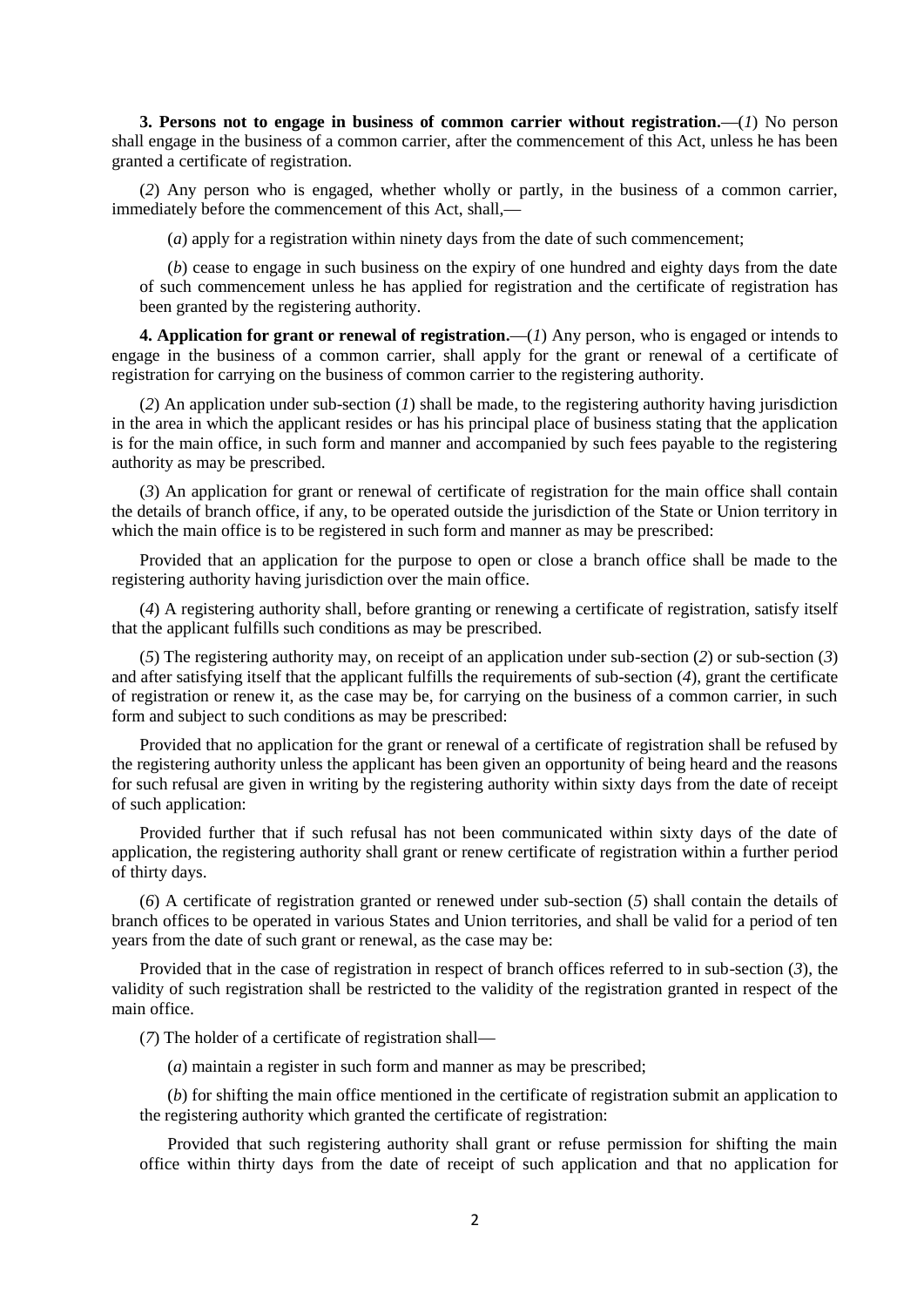**3. Persons not to engage in business of common carrier without registration.**—(*1*) No person shall engage in the business of a common carrier, after the commencement of this Act, unless he has been granted a certificate of registration.

(*2*) Any person who is engaged, whether wholly or partly, in the business of a common carrier, immediately before the commencement of this Act, shall,—

(*a*) apply for a registration within ninety days from the date of such commencement;

(*b*) cease to engage in such business on the expiry of one hundred and eighty days from the date of such commencement unless he has applied for registration and the certificate of registration has been granted by the registering authority.

**4. Application for grant or renewal of registration.**—(*1*) Any person, who is engaged or intends to engage in the business of a common carrier, shall apply for the grant or renewal of a certificate of registration for carrying on the business of common carrier to the registering authority.

(*2*) An application under sub-section (*1*) shall be made, to the registering authority having jurisdiction in the area in which the applicant resides or has his principal place of business stating that the application is for the main office, in such form and manner and accompanied by such fees payable to the registering authority as may be prescribed.

(*3*) An application for grant or renewal of certificate of registration for the main office shall contain the details of branch office, if any, to be operated outside the jurisdiction of the State or Union territory in which the main office is to be registered in such form and manner as may be prescribed:

Provided that an application for the purpose to open or close a branch office shall be made to the registering authority having jurisdiction over the main office.

(*4*) A registering authority shall, before granting or renewing a certificate of registration, satisfy itself that the applicant fulfills such conditions as may be prescribed.

(*5*) The registering authority may, on receipt of an application under sub-section (*2*) or sub-section (*3*) and after satisfying itself that the applicant fulfills the requirements of sub-section (*4*), grant the certificate of registration or renew it, as the case may be, for carrying on the business of a common carrier, in such form and subject to such conditions as may be prescribed:

Provided that no application for the grant or renewal of a certificate of registration shall be refused by the registering authority unless the applicant has been given an opportunity of being heard and the reasons for such refusal are given in writing by the registering authority within sixty days from the date of receipt of such application:

Provided further that if such refusal has not been communicated within sixty days of the date of application, the registering authority shall grant or renew certificate of registration within a further period of thirty days.

(*6*) A certificate of registration granted or renewed under sub-section (*5*) shall contain the details of branch offices to be operated in various States and Union territories, and shall be valid for a period of ten years from the date of such grant or renewal, as the case may be:

Provided that in the case of registration in respect of branch offices referred to in sub-section (*3*), the validity of such registration shall be restricted to the validity of the registration granted in respect of the main office.

(*7*) The holder of a certificate of registration shall—

(*a*) maintain a register in such form and manner as may be prescribed;

(*b*) for shifting the main office mentioned in the certificate of registration submit an application to the registering authority which granted the certificate of registration:

Provided that such registering authority shall grant or refuse permission for shifting the main office within thirty days from the date of receipt of such application and that no application for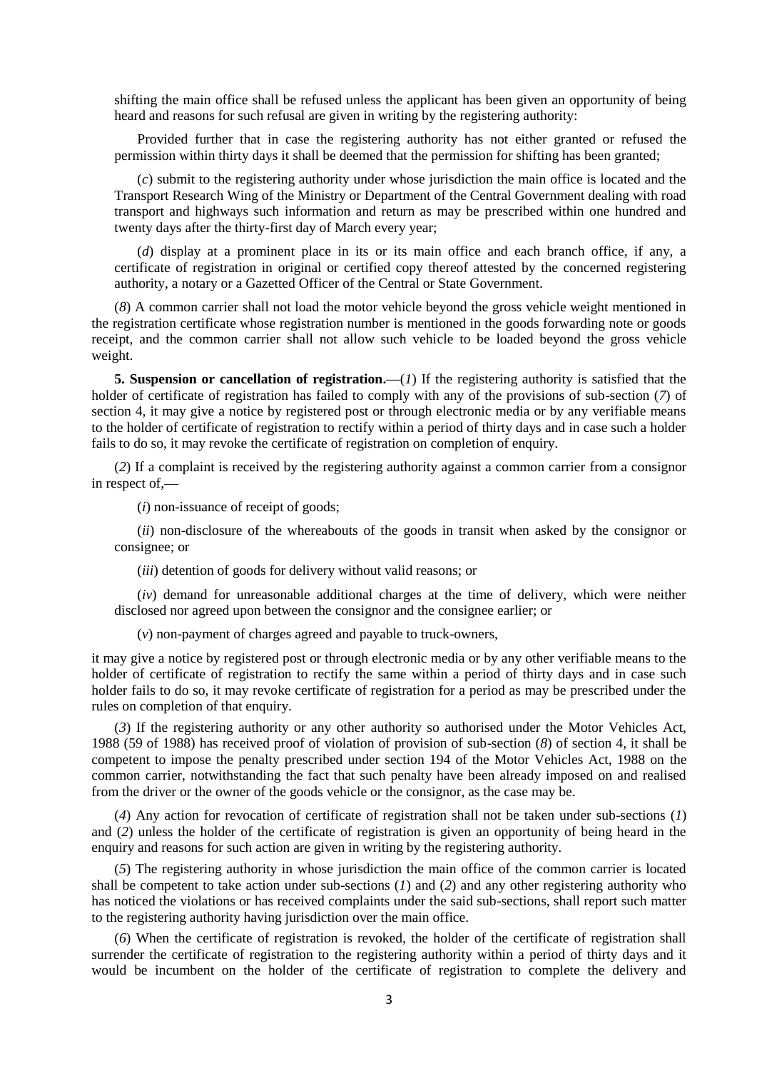shifting the main office shall be refused unless the applicant has been given an opportunity of being heard and reasons for such refusal are given in writing by the registering authority:

Provided further that in case the registering authority has not either granted or refused the permission within thirty days it shall be deemed that the permission for shifting has been granted;

(*c*) submit to the registering authority under whose jurisdiction the main office is located and the Transport Research Wing of the Ministry or Department of the Central Government dealing with road transport and highways such information and return as may be prescribed within one hundred and twenty days after the thirty-first day of March every year;

(*d*) display at a prominent place in its or its main office and each branch office, if any, a certificate of registration in original or certified copy thereof attested by the concerned registering authority, a notary or a Gazetted Officer of the Central or State Government.

(*8*) A common carrier shall not load the motor vehicle beyond the gross vehicle weight mentioned in the registration certificate whose registration number is mentioned in the goods forwarding note or goods receipt, and the common carrier shall not allow such vehicle to be loaded beyond the gross vehicle weight.

**5. Suspension or cancellation of registration.**—(*1*) If the registering authority is satisfied that the holder of certificate of registration has failed to comply with any of the provisions of sub-section (*7*) of section 4, it may give a notice by registered post or through electronic media or by any verifiable means to the holder of certificate of registration to rectify within a period of thirty days and in case such a holder fails to do so, it may revoke the certificate of registration on completion of enquiry.

(*2*) If a complaint is received by the registering authority against a common carrier from a consignor in respect of,—

(*i*) non-issuance of receipt of goods;

(*ii*) non-disclosure of the whereabouts of the goods in transit when asked by the consignor or consignee; or

(*iii*) detention of goods for delivery without valid reasons; or

(*iv*) demand for unreasonable additional charges at the time of delivery, which were neither disclosed nor agreed upon between the consignor and the consignee earlier; or

(*v*) non-payment of charges agreed and payable to truck-owners,

it may give a notice by registered post or through electronic media or by any other verifiable means to the holder of certificate of registration to rectify the same within a period of thirty days and in case such holder fails to do so, it may revoke certificate of registration for a period as may be prescribed under the rules on completion of that enquiry.

(*3*) If the registering authority or any other authority so authorised under the Motor Vehicles Act, 1988 (59 of 1988) has received proof of violation of provision of sub-section (*8*) of section 4, it shall be competent to impose the penalty prescribed under section 194 of the Motor Vehicles Act, 1988 on the common carrier, notwithstanding the fact that such penalty have been already imposed on and realised from the driver or the owner of the goods vehicle or the consignor, as the case may be.

(*4*) Any action for revocation of certificate of registration shall not be taken under sub-sections (*1*) and (*2*) unless the holder of the certificate of registration is given an opportunity of being heard in the enquiry and reasons for such action are given in writing by the registering authority.

(*5*) The registering authority in whose jurisdiction the main office of the common carrier is located shall be competent to take action under sub-sections (*1*) and (*2*) and any other registering authority who has noticed the violations or has received complaints under the said sub-sections, shall report such matter to the registering authority having jurisdiction over the main office.

(*6*) When the certificate of registration is revoked, the holder of the certificate of registration shall surrender the certificate of registration to the registering authority within a period of thirty days and it would be incumbent on the holder of the certificate of registration to complete the delivery and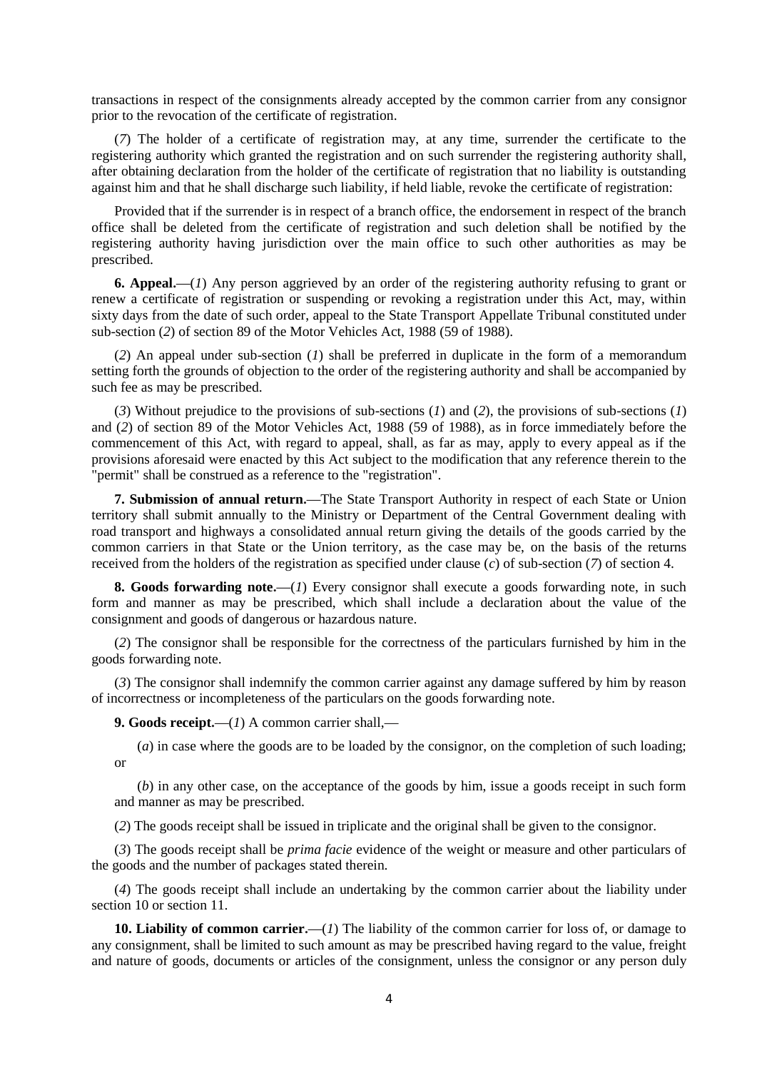transactions in respect of the consignments already accepted by the common carrier from any consignor prior to the revocation of the certificate of registration.

(*7*) The holder of a certificate of registration may, at any time, surrender the certificate to the registering authority which granted the registration and on such surrender the registering authority shall, after obtaining declaration from the holder of the certificate of registration that no liability is outstanding against him and that he shall discharge such liability, if held liable, revoke the certificate of registration:

Provided that if the surrender is in respect of a branch office, the endorsement in respect of the branch office shall be deleted from the certificate of registration and such deletion shall be notified by the registering authority having jurisdiction over the main office to such other authorities as may be prescribed.

**6. Appeal.**—(*1*) Any person aggrieved by an order of the registering authority refusing to grant or renew a certificate of registration or suspending or revoking a registration under this Act, may, within sixty days from the date of such order, appeal to the State Transport Appellate Tribunal constituted under sub-section (*2*) of section 89 of the Motor Vehicles Act, 1988 (59 of 1988).

(*2*) An appeal under sub-section (*1*) shall be preferred in duplicate in the form of a memorandum setting forth the grounds of objection to the order of the registering authority and shall be accompanied by such fee as may be prescribed.

(*3*) Without prejudice to the provisions of sub-sections (*1*) and (*2*), the provisions of sub-sections (*1*) and (*2*) of section 89 of the Motor Vehicles Act, 1988 (59 of 1988), as in force immediately before the commencement of this Act, with regard to appeal, shall, as far as may, apply to every appeal as if the provisions aforesaid were enacted by this Act subject to the modification that any reference therein to the "permit" shall be construed as a reference to the "registration".

**7. Submission of annual return.**—The State Transport Authority in respect of each State or Union territory shall submit annually to the Ministry or Department of the Central Government dealing with road transport and highways a consolidated annual return giving the details of the goods carried by the common carriers in that State or the Union territory, as the case may be, on the basis of the returns received from the holders of the registration as specified under clause (*c*) of sub-section (*7*) of section 4.

**8. Goods forwarding note.**—(*1*) Every consignor shall execute a goods forwarding note, in such form and manner as may be prescribed, which shall include a declaration about the value of the consignment and goods of dangerous or hazardous nature.

(*2*) The consignor shall be responsible for the correctness of the particulars furnished by him in the goods forwarding note.

(*3*) The consignor shall indemnify the common carrier against any damage suffered by him by reason of incorrectness or incompleteness of the particulars on the goods forwarding note.

**9. Goods receipt.**—(*1*) A common carrier shall,—

(*a*) in case where the goods are to be loaded by the consignor, on the completion of such loading; or

(*b*) in any other case, on the acceptance of the goods by him, issue a goods receipt in such form and manner as may be prescribed.

(*2*) The goods receipt shall be issued in triplicate and the original shall be given to the consignor.

(*3*) The goods receipt shall be *prima facie* evidence of the weight or measure and other particulars of the goods and the number of packages stated therein.

(*4*) The goods receipt shall include an undertaking by the common carrier about the liability under section 10 or section 11.

**10. Liability of common carrier.**—(*1*) The liability of the common carrier for loss of, or damage to any consignment, shall be limited to such amount as may be prescribed having regard to the value, freight and nature of goods, documents or articles of the consignment, unless the consignor or any person duly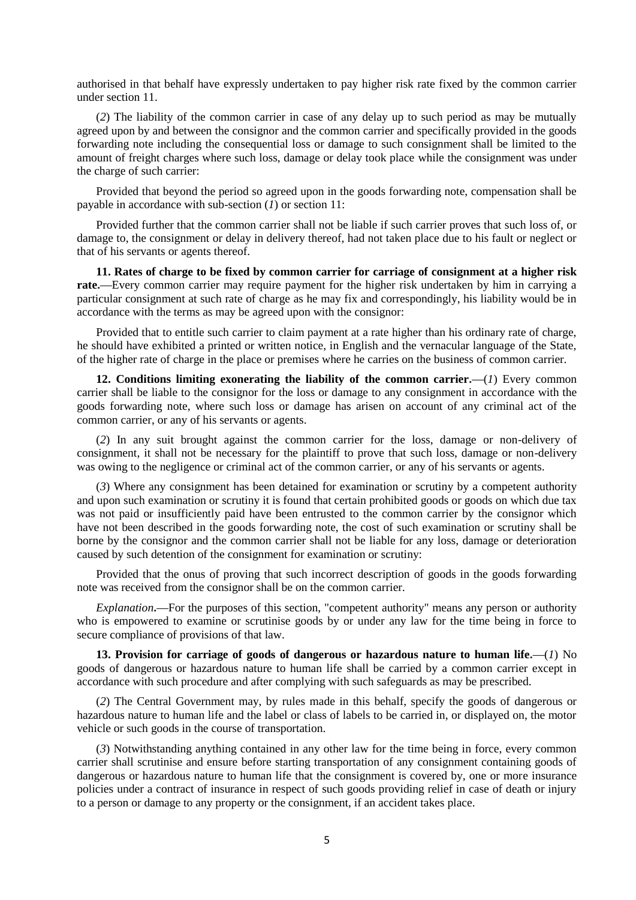authorised in that behalf have expressly undertaken to pay higher risk rate fixed by the common carrier under section 11.

(*2*) The liability of the common carrier in case of any delay up to such period as may be mutually agreed upon by and between the consignor and the common carrier and specifically provided in the goods forwarding note including the consequential loss or damage to such consignment shall be limited to the amount of freight charges where such loss, damage or delay took place while the consignment was under the charge of such carrier:

Provided that beyond the period so agreed upon in the goods forwarding note, compensation shall be payable in accordance with sub-section (*1*) or section 11:

Provided further that the common carrier shall not be liable if such carrier proves that such loss of, or damage to, the consignment or delay in delivery thereof, had not taken place due to his fault or neglect or that of his servants or agents thereof.

**11. Rates of charge to be fixed by common carrier for carriage of consignment at a higher risk rate.**—Every common carrier may require payment for the higher risk undertaken by him in carrying a particular consignment at such rate of charge as he may fix and correspondingly, his liability would be in accordance with the terms as may be agreed upon with the consignor:

Provided that to entitle such carrier to claim payment at a rate higher than his ordinary rate of charge, he should have exhibited a printed or written notice, in English and the vernacular language of the State, of the higher rate of charge in the place or premises where he carries on the business of common carrier.

**12. Conditions limiting exonerating the liability of the common carrier.**—(*1*) Every common carrier shall be liable to the consignor for the loss or damage to any consignment in accordance with the goods forwarding note, where such loss or damage has arisen on account of any criminal act of the common carrier, or any of his servants or agents.

(*2*) In any suit brought against the common carrier for the loss, damage or non-delivery of consignment, it shall not be necessary for the plaintiff to prove that such loss, damage or non-delivery was owing to the negligence or criminal act of the common carrier, or any of his servants or agents.

(*3*) Where any consignment has been detained for examination or scrutiny by a competent authority and upon such examination or scrutiny it is found that certain prohibited goods or goods on which due tax was not paid or insufficiently paid have been entrusted to the common carrier by the consignor which have not been described in the goods forwarding note, the cost of such examination or scrutiny shall be borne by the consignor and the common carrier shall not be liable for any loss, damage or deterioration caused by such detention of the consignment for examination or scrutiny:

Provided that the onus of proving that such incorrect description of goods in the goods forwarding note was received from the consignor shall be on the common carrier.

*Explanation***.**—For the purposes of this section, "competent authority" means any person or authority who is empowered to examine or scrutinise goods by or under any law for the time being in force to secure compliance of provisions of that law.

**13. Provision for carriage of goods of dangerous or hazardous nature to human life.**—(*1*) No goods of dangerous or hazardous nature to human life shall be carried by a common carrier except in accordance with such procedure and after complying with such safeguards as may be prescribed.

(*2*) The Central Government may, by rules made in this behalf, specify the goods of dangerous or hazardous nature to human life and the label or class of labels to be carried in, or displayed on, the motor vehicle or such goods in the course of transportation.

(*3*) Notwithstanding anything contained in any other law for the time being in force, every common carrier shall scrutinise and ensure before starting transportation of any consignment containing goods of dangerous or hazardous nature to human life that the consignment is covered by, one or more insurance policies under a contract of insurance in respect of such goods providing relief in case of death or injury to a person or damage to any property or the consignment, if an accident takes place.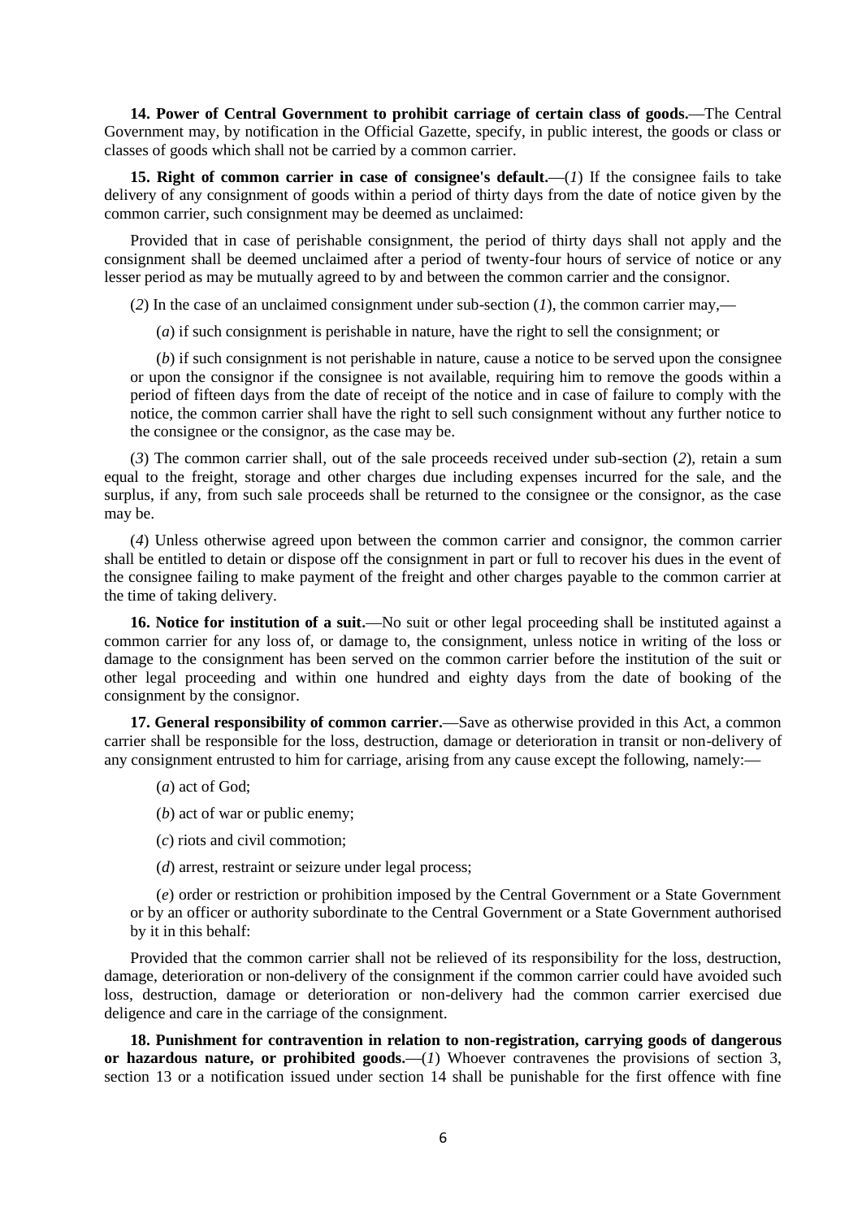**14. Power of Central Government to prohibit carriage of certain class of goods.**—The Central Government may, by notification in the Official Gazette, specify, in public interest, the goods or class or classes of goods which shall not be carried by a common carrier.

**15. Right of common carrier in case of consignee's default.**—(*1*) If the consignee fails to take delivery of any consignment of goods within a period of thirty days from the date of notice given by the common carrier, such consignment may be deemed as unclaimed:

Provided that in case of perishable consignment, the period of thirty days shall not apply and the consignment shall be deemed unclaimed after a period of twenty-four hours of service of notice or any lesser period as may be mutually agreed to by and between the common carrier and the consignor.

(*2*) In the case of an unclaimed consignment under sub-section (*1*), the common carrier may,—

(*a*) if such consignment is perishable in nature, have the right to sell the consignment; or

(*b*) if such consignment is not perishable in nature, cause a notice to be served upon the consignee or upon the consignor if the consignee is not available, requiring him to remove the goods within a period of fifteen days from the date of receipt of the notice and in case of failure to comply with the notice, the common carrier shall have the right to sell such consignment without any further notice to the consignee or the consignor, as the case may be.

(*3*) The common carrier shall, out of the sale proceeds received under sub-section (*2*), retain a sum equal to the freight, storage and other charges due including expenses incurred for the sale, and the surplus, if any, from such sale proceeds shall be returned to the consignee or the consignor, as the case may be.

(*4*) Unless otherwise agreed upon between the common carrier and consignor, the common carrier shall be entitled to detain or dispose off the consignment in part or full to recover his dues in the event of the consignee failing to make payment of the freight and other charges payable to the common carrier at the time of taking delivery.

**16. Notice for institution of a suit.**—No suit or other legal proceeding shall be instituted against a common carrier for any loss of, or damage to, the consignment, unless notice in writing of the loss or damage to the consignment has been served on the common carrier before the institution of the suit or other legal proceeding and within one hundred and eighty days from the date of booking of the consignment by the consignor.

**17. General responsibility of common carrier.**—Save as otherwise provided in this Act, a common carrier shall be responsible for the loss, destruction, damage or deterioration in transit or non-delivery of any consignment entrusted to him for carriage, arising from any cause except the following, namely:—

(*a*) act of God;

(*b*) act of war or public enemy;

(*c*) riots and civil commotion;

(*d*) arrest, restraint or seizure under legal process;

(*e*) order or restriction or prohibition imposed by the Central Government or a State Government or by an officer or authority subordinate to the Central Government or a State Government authorised by it in this behalf:

Provided that the common carrier shall not be relieved of its responsibility for the loss, destruction, damage, deterioration or non-delivery of the consignment if the common carrier could have avoided such loss, destruction, damage or deterioration or non-delivery had the common carrier exercised due deligence and care in the carriage of the consignment.

**18. Punishment for contravention in relation to non-registration, carrying goods of dangerous or hazardous nature, or prohibited goods.**—(*1*) Whoever contravenes the provisions of section 3, section 13 or a notification issued under section 14 shall be punishable for the first offence with fine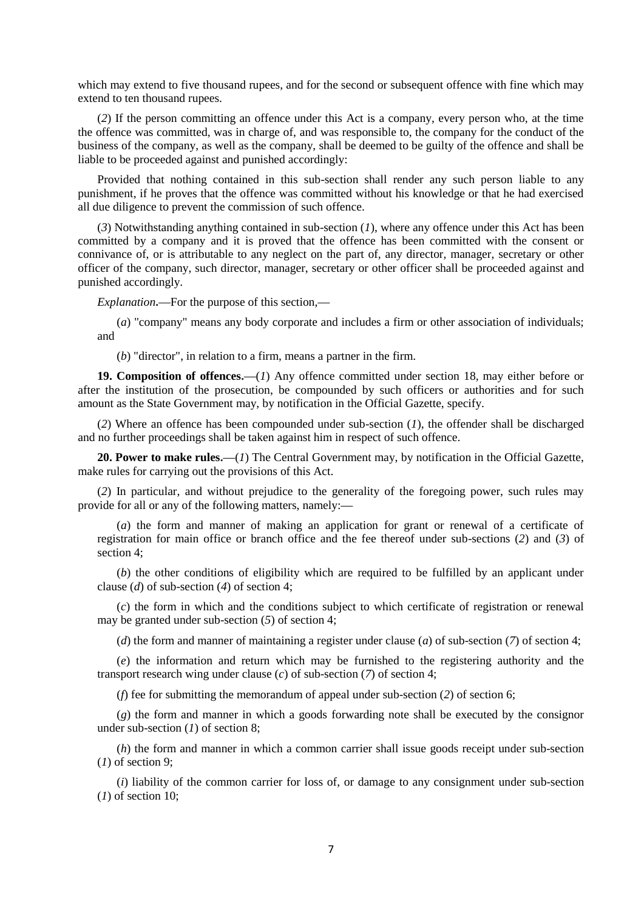which may extend to five thousand rupees, and for the second or subsequent offence with fine which may extend to ten thousand rupees.

(*2*) If the person committing an offence under this Act is a company, every person who, at the time the offence was committed, was in charge of, and was responsible to, the company for the conduct of the business of the company, as well as the company, shall be deemed to be guilty of the offence and shall be liable to be proceeded against and punished accordingly:

Provided that nothing contained in this sub-section shall render any such person liable to any punishment, if he proves that the offence was committed without his knowledge or that he had exercised all due diligence to prevent the commission of such offence.

(*3*) Notwithstanding anything contained in sub-section (*1*), where any offence under this Act has been committed by a company and it is proved that the offence has been committed with the consent or connivance of, or is attributable to any neglect on the part of, any director, manager, secretary or other officer of the company, such director, manager, secretary or other officer shall be proceeded against and punished accordingly.

*Explanation*.—For the purpose of this section,—

(*a*) "company" means any body corporate and includes a firm or other association of individuals; and

(*b*) "director", in relation to a firm, means a partner in the firm.

**19. Composition of offences.**—(*1*) Any offence committed under section 18, may either before or after the institution of the prosecution, be compounded by such officers or authorities and for such amount as the State Government may, by notification in the Official Gazette, specify.

(*2*) Where an offence has been compounded under sub-section (*1*), the offender shall be discharged and no further proceedings shall be taken against him in respect of such offence.

**20. Power to make rules.**—(*1*) The Central Government may, by notification in the Official Gazette, make rules for carrying out the provisions of this Act.

(*2*) In particular, and without prejudice to the generality of the foregoing power, such rules may provide for all or any of the following matters, namely:—

(*a*) the form and manner of making an application for grant or renewal of a certificate of registration for main office or branch office and the fee thereof under sub-sections (*2*) and (*3*) of section 4;

(*b*) the other conditions of eligibility which are required to be fulfilled by an applicant under clause (*d*) of sub-section (*4*) of section 4;

(*c*) the form in which and the conditions subject to which certificate of registration or renewal may be granted under sub-section (*5*) of section 4;

(*d*) the form and manner of maintaining a register under clause (*a*) of sub-section (*7*) of section 4;

(*e*) the information and return which may be furnished to the registering authority and the transport research wing under clause (*c*) of sub-section (*7*) of section 4;

(*f*) fee for submitting the memorandum of appeal under sub-section (*2*) of section 6;

(*g*) the form and manner in which a goods forwarding note shall be executed by the consignor under sub-section (*1*) of section 8;

(*h*) the form and manner in which a common carrier shall issue goods receipt under sub-section (*1*) of section 9;

(*i*) liability of the common carrier for loss of, or damage to any consignment under sub-section (*1*) of section 10;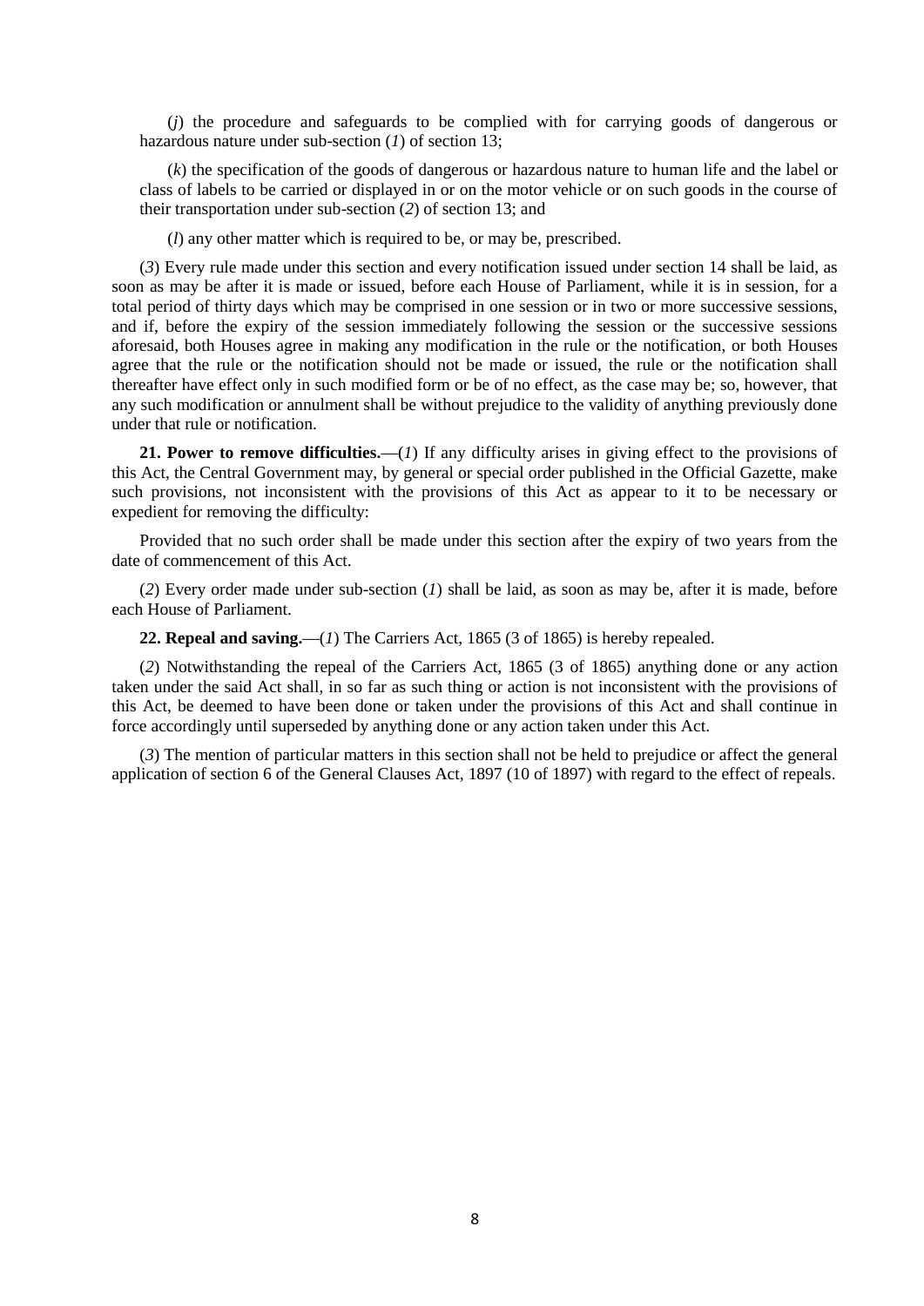(*j*) the procedure and safeguards to be complied with for carrying goods of dangerous or hazardous nature under sub-section (*1*) of section 13;

(*k*) the specification of the goods of dangerous or hazardous nature to human life and the label or class of labels to be carried or displayed in or on the motor vehicle or on such goods in the course of their transportation under sub-section (*2*) of section 13; and

(*l*) any other matter which is required to be, or may be, prescribed.

(*3*) Every rule made under this section and every notification issued under section 14 shall be laid, as soon as may be after it is made or issued, before each House of Parliament, while it is in session, for a total period of thirty days which may be comprised in one session or in two or more successive sessions, and if, before the expiry of the session immediately following the session or the successive sessions aforesaid, both Houses agree in making any modification in the rule or the notification, or both Houses agree that the rule or the notification should not be made or issued, the rule or the notification shall thereafter have effect only in such modified form or be of no effect, as the case may be; so, however, that any such modification or annulment shall be without prejudice to the validity of anything previously done under that rule or notification.

**21. Power to remove difficulties.**—(*1*) If any difficulty arises in giving effect to the provisions of this Act, the Central Government may, by general or special order published in the Official Gazette, make such provisions, not inconsistent with the provisions of this Act as appear to it to be necessary or expedient for removing the difficulty:

Provided that no such order shall be made under this section after the expiry of two years from the date of commencement of this Act.

(*2*) Every order made under sub-section (*1*) shall be laid, as soon as may be, after it is made, before each House of Parliament.

**22. Repeal and saving.**—(*1*) The Carriers Act, 1865 (3 of 1865) is hereby repealed.

(*2*) Notwithstanding the repeal of the Carriers Act, 1865 (3 of 1865) anything done or any action taken under the said Act shall, in so far as such thing or action is not inconsistent with the provisions of this Act, be deemed to have been done or taken under the provisions of this Act and shall continue in force accordingly until superseded by anything done or any action taken under this Act.

(*3*) The mention of particular matters in this section shall not be held to prejudice or affect the general application of section 6 of the General Clauses Act, 1897 (10 of 1897) with regard to the effect of repeals.